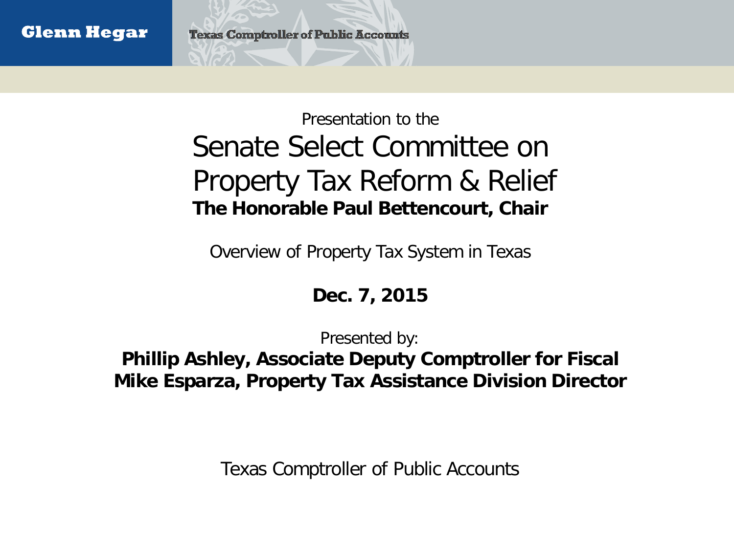Glenn Hegar

Texas Comptroller of Public Accounts

Presentation to the

# Senate Select Committee on Property Tax Reform & Relief

**The Honorable Paul Bettencourt, Chair**

Overview of Property Tax System in Texas

**Dec. 7, 2015**

Presented by:

**Phillip Ashley, Associate Deputy Comptroller for Fiscal**
**Mike Esparza, Property Tax Assistance Division Director**

Texas Comptroller of Public Accounts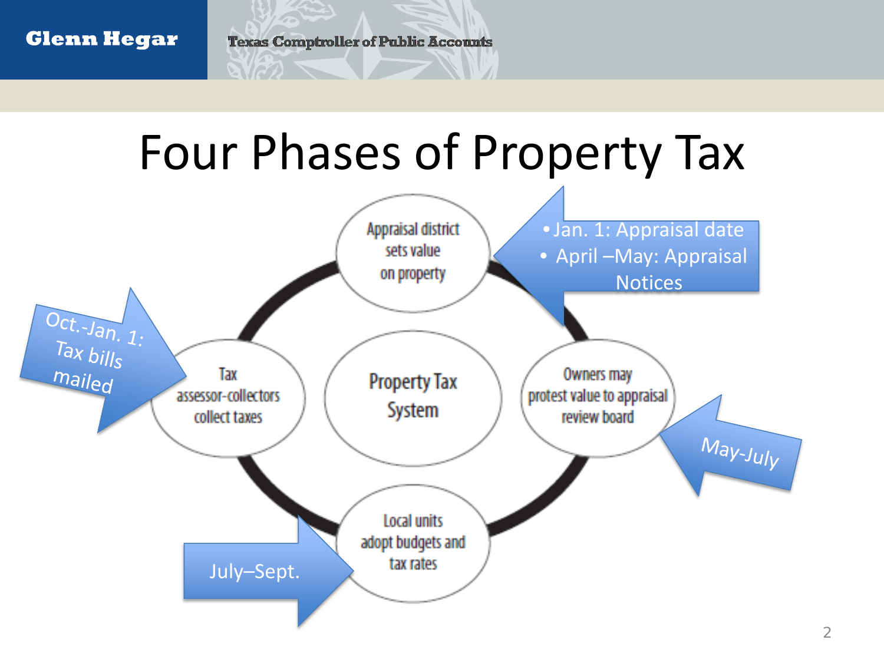# Four Phases of Property Tax

**Property Tax System**

- **Appraisal district sets value on property**
  - Jan. 1: Appraisal date
  - April –May: Appraisal Notices
- **Owners may protest value to appraisal review board**
  - May-July
- **Local units adopt budgets and tax rates**
  - July–Sept.
- **Tax assessor-collectors collect taxes**
  - Oct.-Jan. 1: Tax bills mailed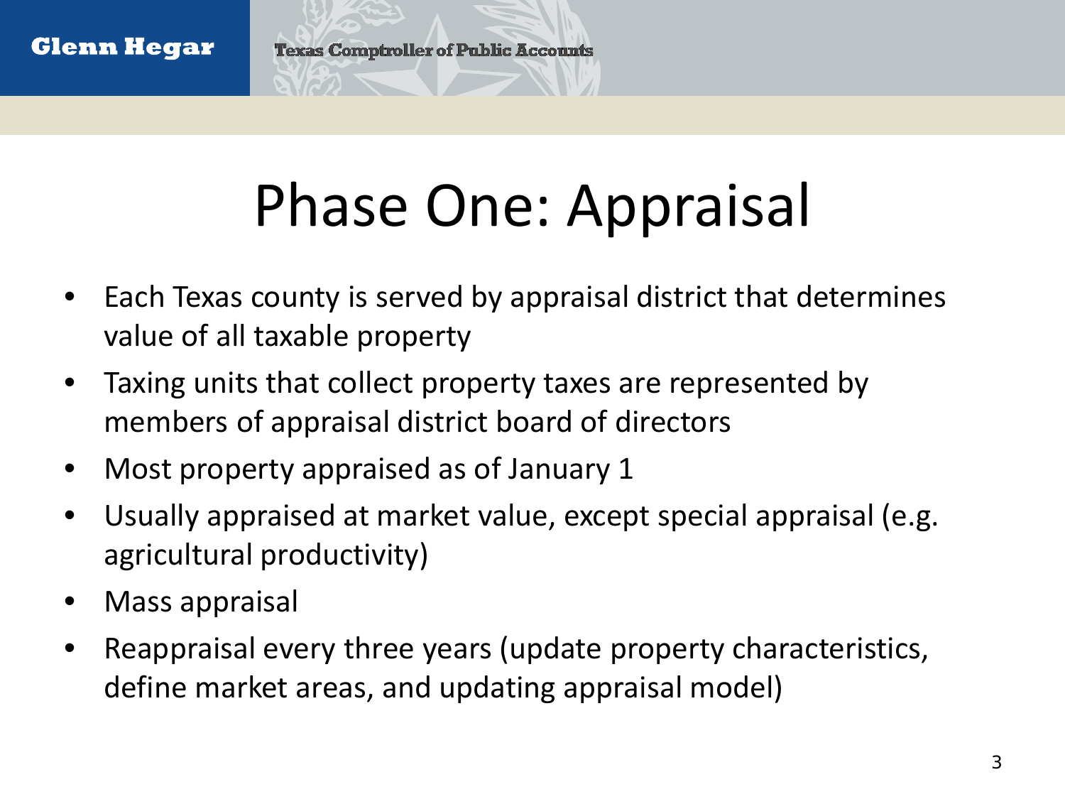# Phase One: Appraisal

- Each Texas county is served by appraisal district that determines value of all taxable property
- Taxing units that collect property taxes are represented by members of appraisal district board of directors
- Most property appraised as of January 1
- Usually appraised at market value, except special appraisal (e.g. agricultural productivity)
- Mass appraisal
- Reappraisal every three years (update property characteristics, define market areas, and updating appraisal model)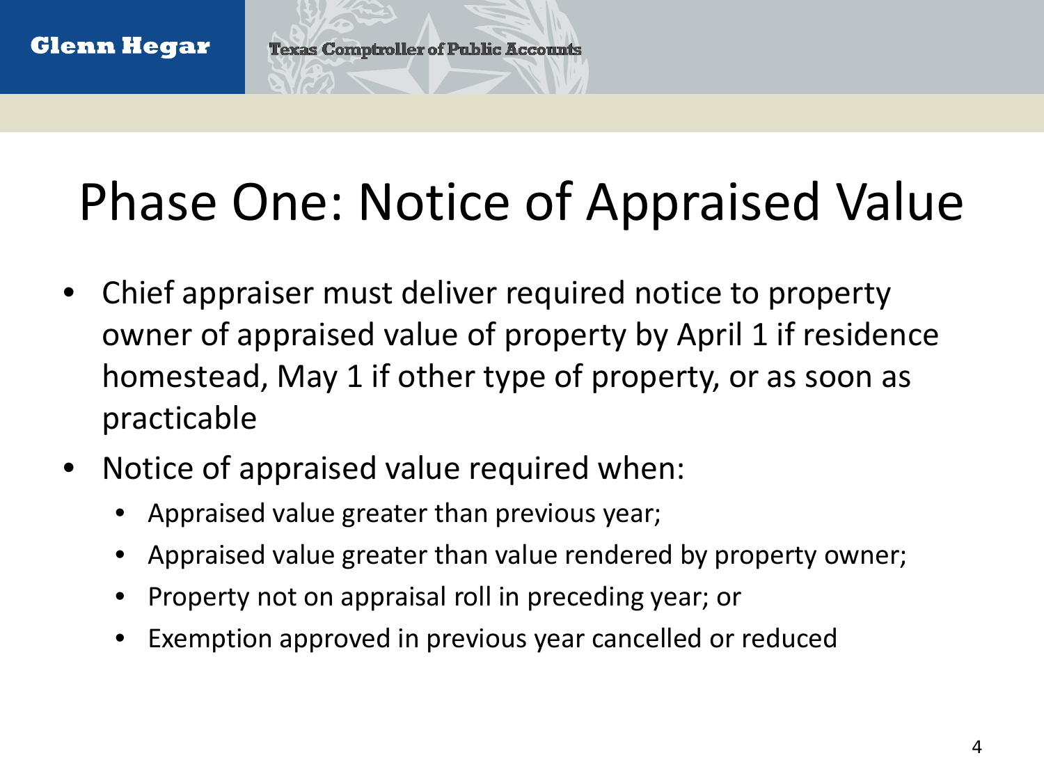# Phase One: Notice of Appraised Value

- Chief appraiser must deliver required notice to property owner of appraised value of property by April 1 if residence homestead, May 1 if other type of property, or as soon as practicable
- Notice of appraised value required when:
  - Appraised value greater than previous year;
  - Appraised value greater than value rendered by property owner;
  - Property not on appraisal roll in preceding year; or
  - Exemption approved in previous year cancelled or reduced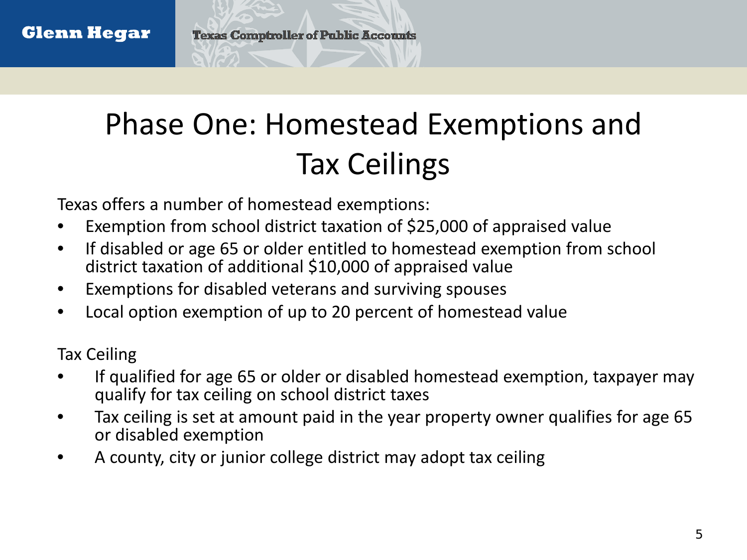# Phase One: Homestead Exemptions and Tax Ceilings

Texas offers a number of homestead exemptions:

- Exemption from school district taxation of $25,000 of appraised value
- If disabled or age 65 or older entitled to homestead exemption from school district taxation of additional $10,000 of appraised value
- Exemptions for disabled veterans and surviving spouses
- Local option exemption of up to 20 percent of homestead value

Tax Ceiling

- If qualified for age 65 or older or disabled homestead exemption, taxpayer may qualify for tax ceiling on school district taxes
- Tax ceiling is set at amount paid in the year property owner qualifies for age 65 or disabled exemption
- A county, city or junior college district may adopt tax ceiling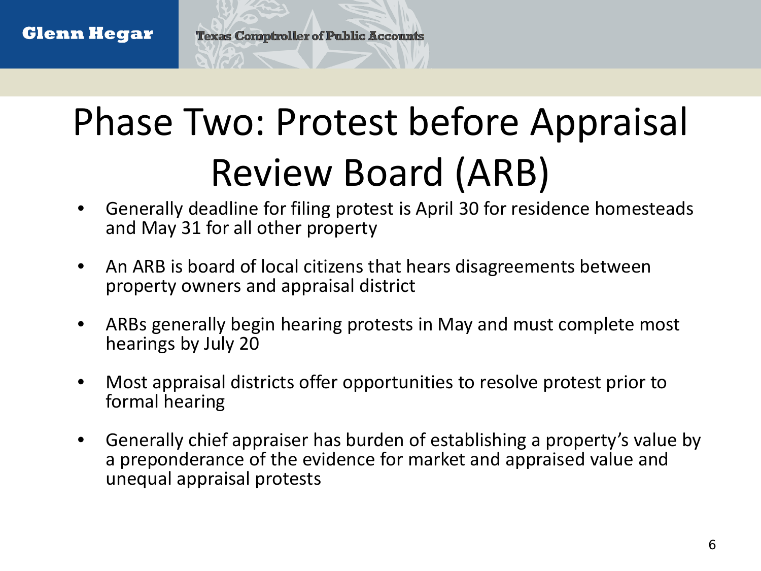# Phase Two: Protest before Appraisal Review Board (ARB)

- Generally deadline for filing protest is April 30 for residence homesteads and May 31 for all other property
- An ARB is board of local citizens that hears disagreements between property owners and appraisal district
- ARBs generally begin hearing protests in May and must complete most hearings by July 20
- Most appraisal districts offer opportunities to resolve protest prior to formal hearing
- Generally chief appraiser has burden of establishing a property's value by a preponderance of the evidence for market and appraised value and unequal appraisal protests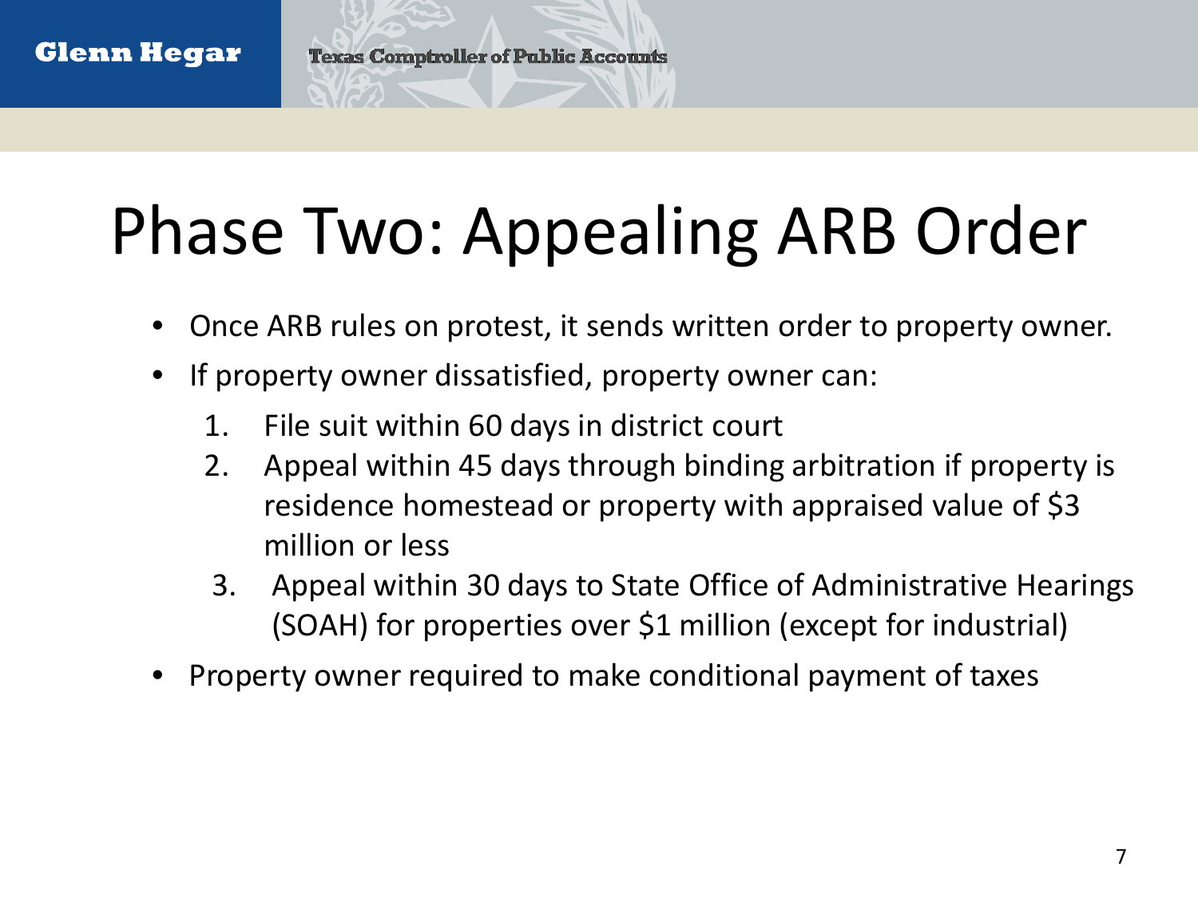# Phase Two: Appealing ARB Order

- Once ARB rules on protest, it sends written order to property owner.
- If property owner dissatisfied, property owner can:
  1. File suit within 60 days in district court
  2. Appeal within 45 days through binding arbitration if property is residence homestead or property with appraised value of $3 million or less
  3. Appeal within 30 days to State Office of Administrative Hearings (SOAH) for properties over $1 million (except for industrial)
- Property owner required to make conditional payment of taxes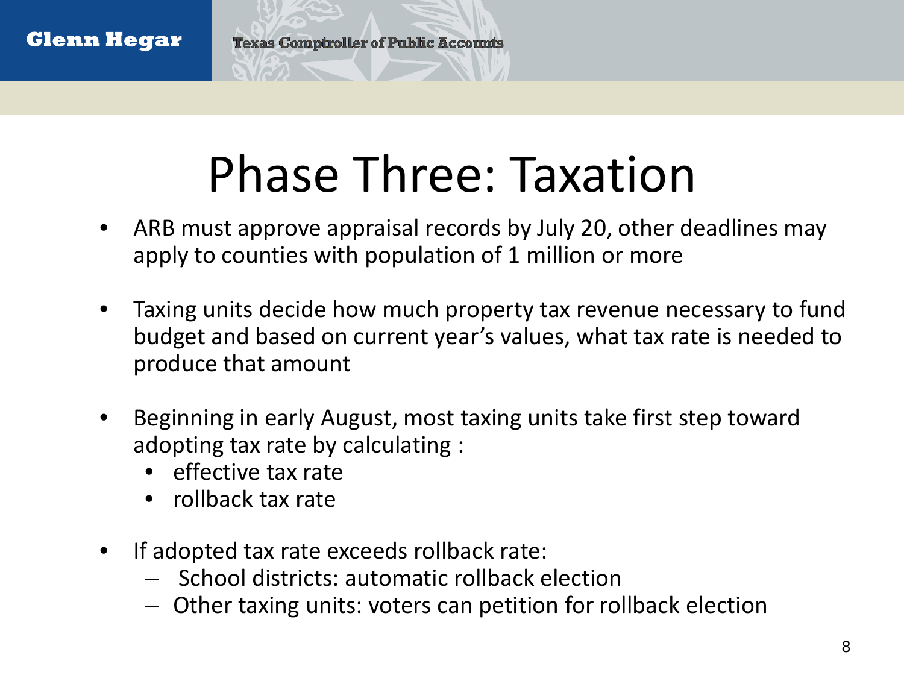# Phase Three: Taxation

- ARB must approve appraisal records by July 20, other deadlines may apply to counties with population of 1 million or more
- Taxing units decide how much property tax revenue necessary to fund budget and based on current year's values, what tax rate is needed to produce that amount
- Beginning in early August, most taxing units take first step toward adopting tax rate by calculating :
  - effective tax rate
  - rollback tax rate
- If adopted tax rate exceeds rollback rate:
  - School districts: automatic rollback election
  - Other taxing units: voters can petition for rollback election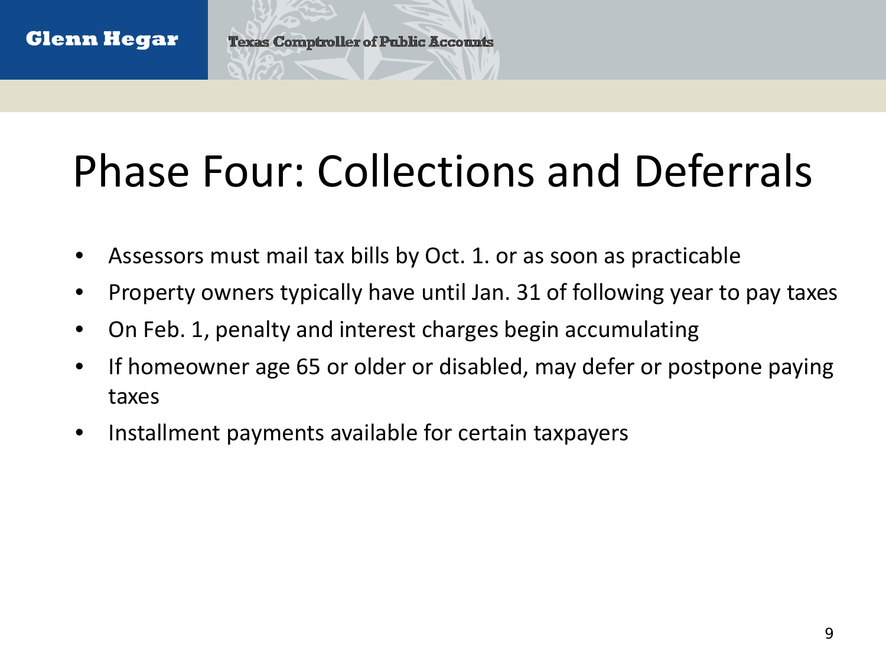# Phase Four: Collections and Deferrals

- Assessors must mail tax bills by Oct. 1. or as soon as practicable
- Property owners typically have until Jan. 31 of following year to pay taxes
- On Feb. 1, penalty and interest charges begin accumulating
- If homeowner age 65 or older or disabled, may defer or postpone paying taxes
- Installment payments available for certain taxpayers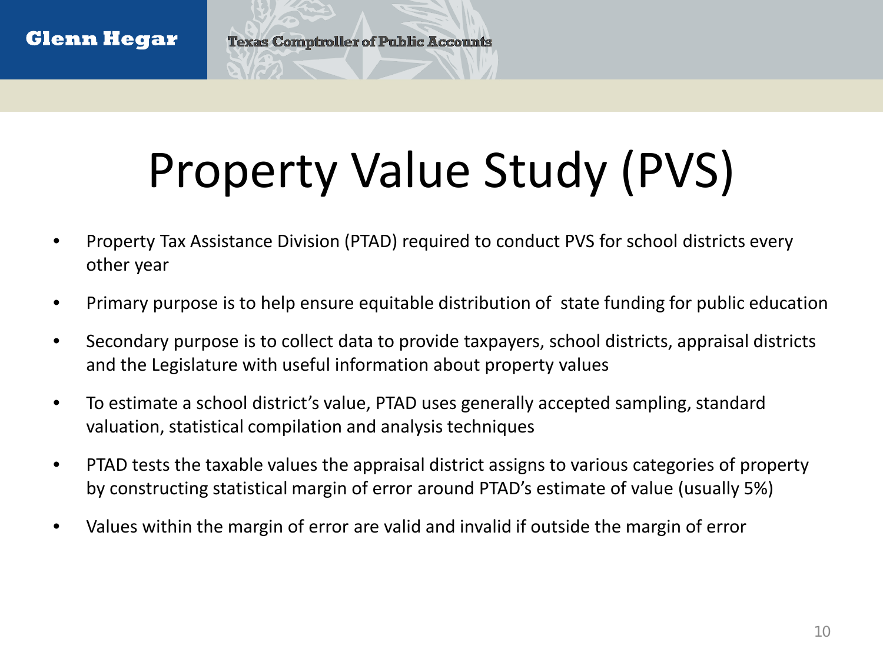# Property Value Study (PVS)

- Property Tax Assistance Division (PTAD) required to conduct PVS for school districts every other year
- Primary purpose is to help ensure equitable distribution of  state funding for public education
- Secondary purpose is to collect data to provide taxpayers, school districts, appraisal districts and the Legislature with useful information about property values
- To estimate a school district's value, PTAD uses generally accepted sampling, standard valuation, statistical compilation and analysis techniques
- PTAD tests the taxable values the appraisal district assigns to various categories of property by constructing statistical margin of error around PTAD's estimate of value (usually 5%)
- Values within the margin of error are valid and invalid if outside the margin of error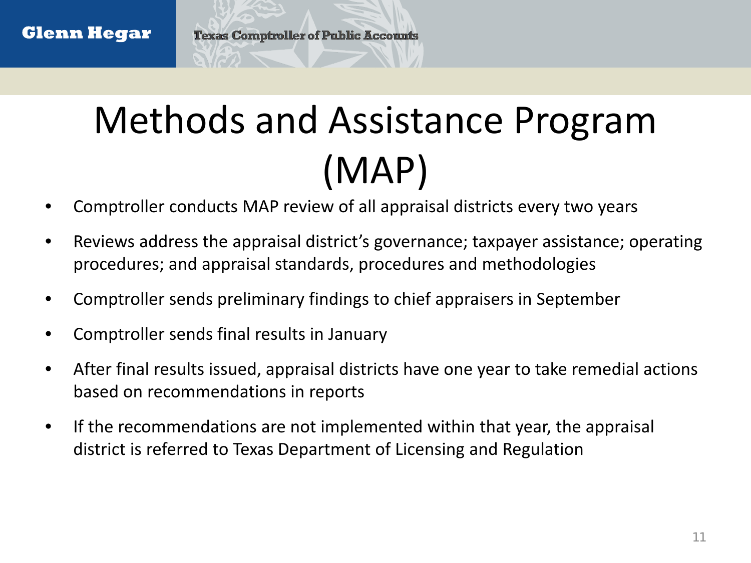# Methods and Assistance Program (MAP)

- Comptroller conducts MAP review of all appraisal districts every two years
- Reviews address the appraisal district's governance; taxpayer assistance; operating procedures; and appraisal standards, procedures and methodologies
- Comptroller sends preliminary findings to chief appraisers in September
- Comptroller sends final results in January
- After final results issued, appraisal districts have one year to take remedial actions based on recommendations in reports
- If the recommendations are not implemented within that year, the appraisal district is referred to Texas Department of Licensing and Regulation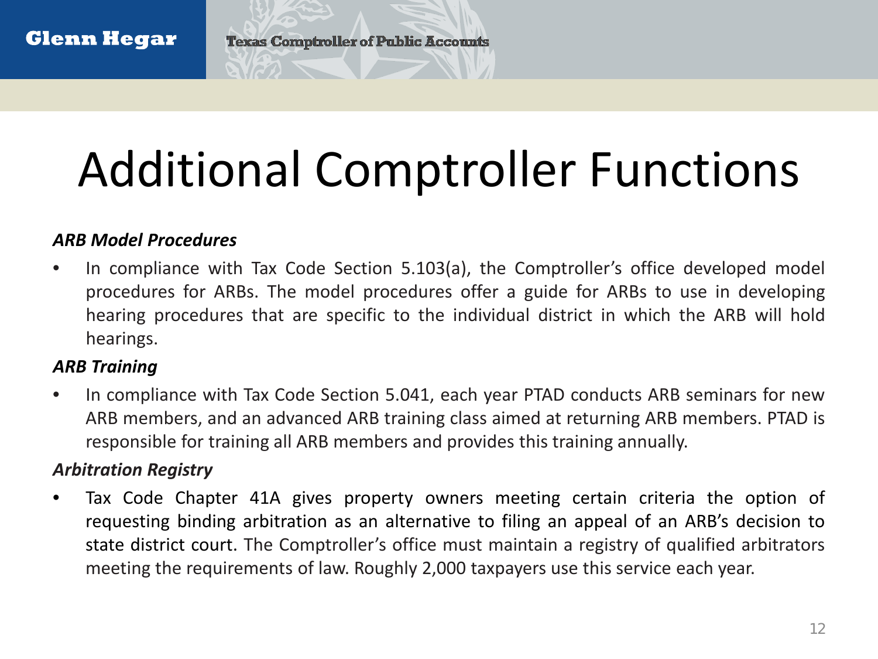# Additional Comptroller Functions

***ARB Model Procedures***

- In compliance with Tax Code Section 5.103(a), the Comptroller's office developed model procedures for ARBs. The model procedures offer a guide for ARBs to use in developing hearing procedures that are specific to the individual district in which the ARB will hold hearings.

***ARB Training***

- In compliance with Tax Code Section 5.041, each year PTAD conducts ARB seminars for new ARB members, and an advanced ARB training class aimed at returning ARB members. PTAD is responsible for training all ARB members and provides this training annually.

***Arbitration Registry***

- Tax Code Chapter 41A gives property owners meeting certain criteria the option of requesting binding arbitration as an alternative to filing an appeal of an ARB's decision to state district court. The Comptroller's office must maintain a registry of qualified arbitrators meeting the requirements of law. Roughly 2,000 taxpayers use this service each year.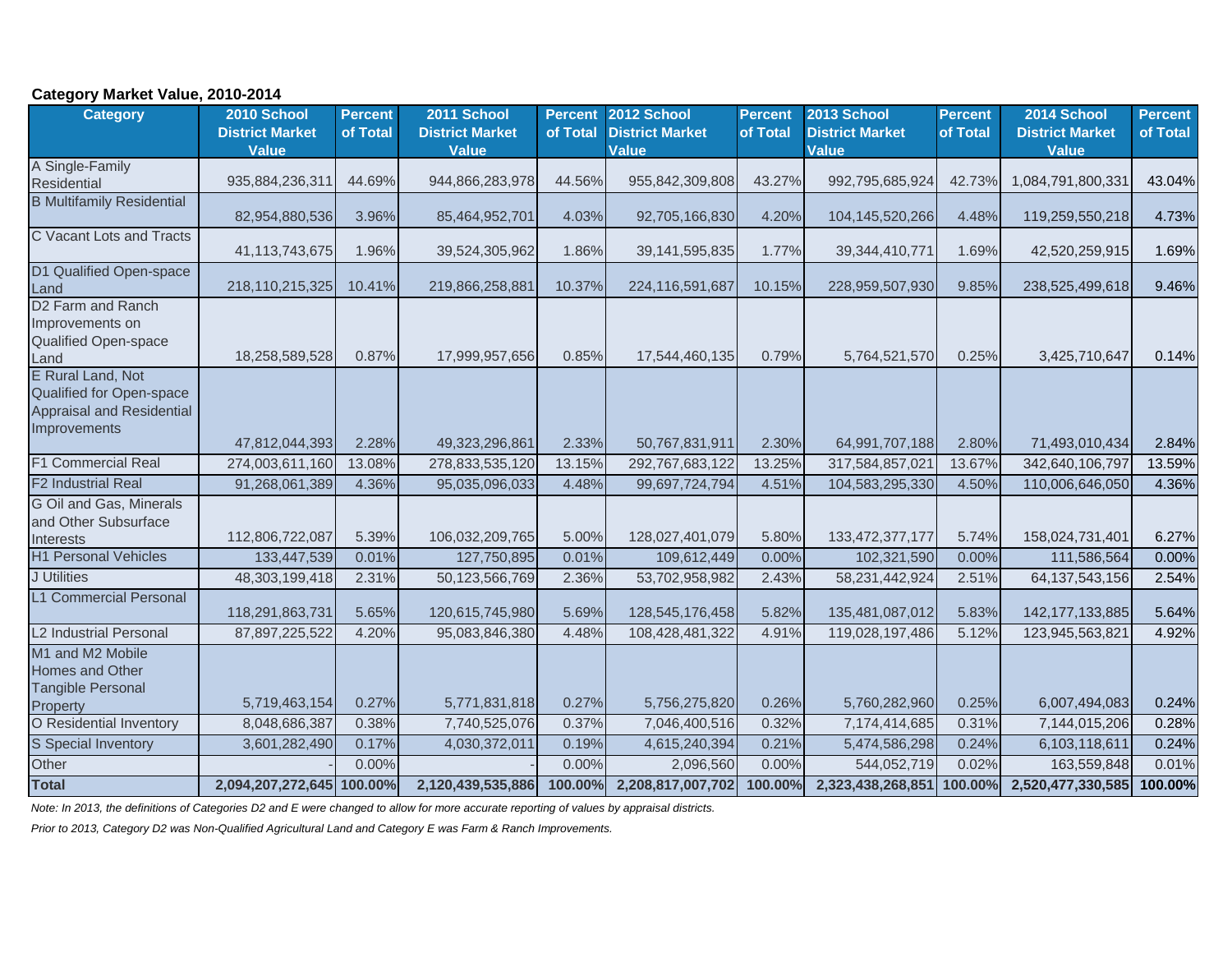**Category Market Value, 2010-2014**

| Category | 2010 School District Market Value | Percent of Total | 2011 School District Market Value | Percent of Total | 2012 School District Market Value | Percent of Total | 2013 School District Market Value | Percent of Total | 2014 School District Market Value | Percent of Total |
|---|---|---|---|---|---|---|---|---|---|---|
| A Single-Family Residential | 935,884,236,311 | 44.69% | 944,866,283,978 | 44.56% | 955,842,309,808 | 43.27% | 992,795,685,924 | 42.73% | 1,084,791,800,331 | 43.04% |
| B Multifamily Residential | 82,954,880,536 | 3.96% | 85,464,952,701 | 4.03% | 92,705,166,830 | 4.20% | 104,145,520,266 | 4.48% | 119,259,550,218 | 4.73% |
| C Vacant Lots and Tracts | 41,113,743,675 | 1.96% | 39,524,305,962 | 1.86% | 39,141,595,835 | 1.77% | 39,344,410,771 | 1.69% | 42,520,259,915 | 1.69% |
| D1 Qualified Open-space Land | 218,110,215,325 | 10.41% | 219,866,258,881 | 10.37% | 224,116,591,687 | 10.15% | 228,959,507,930 | 9.85% | 238,525,499,618 | 9.46% |
| D2 Farm and Ranch Improvements on Qualified Open-space Land | 18,258,589,528 | 0.87% | 17,999,957,656 | 0.85% | 17,544,460,135 | 0.79% | 5,764,521,570 | 0.25% | 3,425,710,647 | 0.14% |
| E Rural Land, Not Qualified for Open-space Appraisal and Residential Improvements | 47,812,044,393 | 2.28% | 49,323,296,861 | 2.33% | 50,767,831,911 | 2.30% | 64,991,707,188 | 2.80% | 71,493,010,434 | 2.84% |
| F1 Commercial Real | 274,003,611,160 | 13.08% | 278,833,535,120 | 13.15% | 292,767,683,122 | 13.25% | 317,584,857,021 | 13.67% | 342,640,106,797 | 13.59% |
| F2 Industrial Real | 91,268,061,389 | 4.36% | 95,035,096,033 | 4.48% | 99,697,724,794 | 4.51% | 104,583,295,330 | 4.50% | 110,006,646,050 | 4.36% |
| G Oil and Gas, Minerals and Other Subsurface Interests | 112,806,722,087 | 5.39% | 106,032,209,765 | 5.00% | 128,027,401,079 | 5.80% | 133,472,377,177 | 5.74% | 158,024,731,401 | 6.27% |
| H1 Personal Vehicles | 133,447,539 | 0.01% | 127,750,895 | 0.01% | 109,612,449 | 0.00% | 102,321,590 | 0.00% | 111,586,564 | 0.00% |
| J Utilities | 48,303,199,418 | 2.31% | 50,123,566,769 | 2.36% | 53,702,958,982 | 2.43% | 58,231,442,924 | 2.51% | 64,137,543,156 | 2.54% |
| L1 Commercial Personal | 118,291,863,731 | 5.65% | 120,615,745,980 | 5.69% | 128,545,176,458 | 5.82% | 135,481,087,012 | 5.83% | 142,177,133,885 | 5.64% |
| L2 Industrial Personal | 87,897,225,522 | 4.20% | 95,083,846,380 | 4.48% | 108,428,481,322 | 4.91% | 119,028,197,486 | 5.12% | 123,945,563,821 | 4.92% |
| M1 and M2 Mobile Homes and Other Tangible Personal Property | 5,719,463,154 | 0.27% | 5,771,831,818 | 0.27% | 5,756,275,820 | 0.26% | 5,760,282,960 | 0.25% | 6,007,494,083 | 0.24% |
| O Residential Inventory | 8,048,686,387 | 0.38% | 7,740,525,076 | 0.37% | 7,046,400,516 | 0.32% | 7,174,414,685 | 0.31% | 7,144,015,206 | 0.28% |
| S Special Inventory | 3,601,282,490 | 0.17% | 4,030,372,011 | 0.19% | 4,615,240,394 | 0.21% | 5,474,586,298 | 0.24% | 6,103,118,611 | 0.24% |
| Other | - | 0.00% | - | 0.00% | 2,096,560 | 0.00% | 544,052,719 | 0.02% | 163,559,848 | 0.01% |
| **Total** | **2,094,207,272,645** | **100.00%** | **2,120,439,535,886** | **100.00%** | **2,208,817,007,702** | **100.00%** | **2,323,438,268,851** | **100.00%** | **2,520,477,330,585** | **100.00%** |

*Note: In 2013, the definitions of Categories D2 and E were changed to allow for more accurate reporting of values by appraisal districts.*

*Prior to 2013, Category D2 was Non-Qualified Agricultural Land and Category E was Farm & Ranch Improvements.*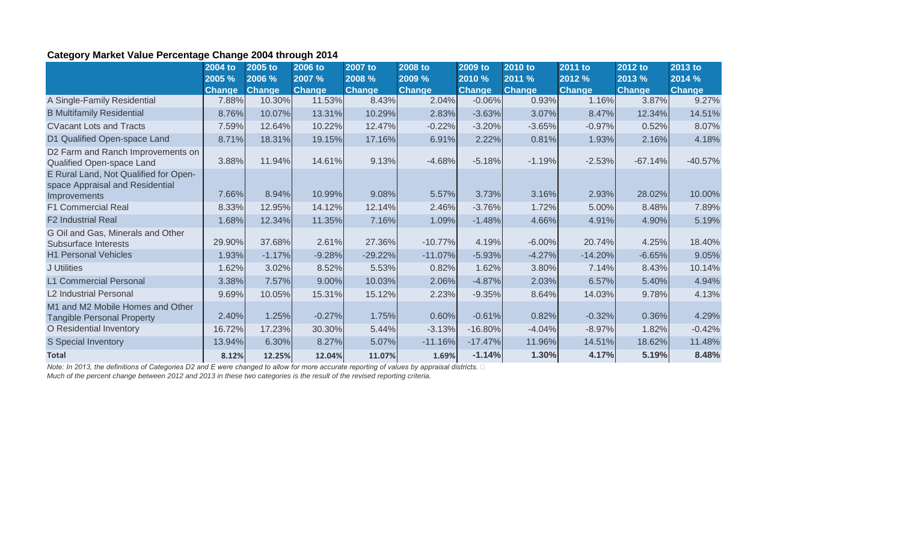**Category Market Value Percentage Change 2004 through 2014**

| | 2004 to 2005 % Change | 2005 to 2006 % Change | 2006 to 2007 % Change | 2007 to 2008 % Change | 2008 to 2009 % Change | 2009 to 2010 % Change | 2010 to 2011 % Change | 2011 to 2012 % Change | 2012 to 2013 % Change | 2013 to 2014 % Change |
|---|---|---|---|---|---|---|---|---|---|---|
| A Single-Family Residential | 7.88% | 10.30% | 11.53% | 8.43% | 2.04% | -0.06% | 0.93% | 1.16% | 3.87% | 9.27% |
| B Multifamily Residential | 8.76% | 10.07% | 13.31% | 10.29% | 2.83% | -3.63% | 3.07% | 8.47% | 12.34% | 14.51% |
| CVacant Lots and Tracts | 7.59% | 12.64% | 10.22% | 12.47% | -0.22% | -3.20% | -3.65% | -0.97% | 0.52% | 8.07% |
| D1 Qualified Open-space Land | 8.71% | 18.31% | 19.15% | 17.16% | 6.91% | 2.22% | 0.81% | 1.93% | 2.16% | 4.18% |
| D2 Farm and Ranch Improvements on Qualified Open-space Land | 3.88% | 11.94% | 14.61% | 9.13% | -4.68% | -5.18% | -1.19% | -2.53% | -67.14% | -40.57% |
| E Rural Land, Not Qualified for Open-space Appraisal and Residential Improvements | 7.66% | 8.94% | 10.99% | 9.08% | 5.57% | 3.73% | 3.16% | 2.93% | 28.02% | 10.00% |
| F1 Commercial Real | 8.33% | 12.95% | 14.12% | 12.14% | 2.46% | -3.76% | 1.72% | 5.00% | 8.48% | 7.89% |
| F2 Industrial Real | 1.68% | 12.34% | 11.35% | 7.16% | 1.09% | -1.48% | 4.66% | 4.91% | 4.90% | 5.19% |
| G Oil and Gas, Minerals and Other Subsurface Interests | 29.90% | 37.68% | 2.61% | 27.36% | -10.77% | 4.19% | -6.00% | 20.74% | 4.25% | 18.40% |
| H1 Personal Vehicles | 1.93% | -1.17% | -9.28% | -29.22% | -11.07% | -5.93% | -4.27% | -14.20% | -6.65% | 9.05% |
| J Utilities | 1.62% | 3.02% | 8.52% | 5.53% | 0.82% | 1.62% | 3.80% | 7.14% | 8.43% | 10.14% |
| L1 Commercial Personal | 3.38% | 7.57% | 9.00% | 10.03% | 2.06% | -4.87% | 2.03% | 6.57% | 5.40% | 4.94% |
| L2 Industrial Personal | 9.69% | 10.05% | 15.31% | 15.12% | 2.23% | -9.35% | 8.64% | 14.03% | 9.78% | 4.13% |
| M1 and M2 Mobile Homes and Other Tangible Personal Property | 2.40% | 1.25% | -0.27% | 1.75% | 0.60% | -0.61% | 0.82% | -0.32% | 0.36% | 4.29% |
| O Residential Inventory | 16.72% | 17.23% | 30.30% | 5.44% | -3.13% | -16.80% | -4.04% | -8.97% | 1.82% | -0.42% |
| S Special Inventory | 13.94% | 6.30% | 8.27% | 5.07% | -11.16% | -17.47% | 11.96% | 14.51% | 18.62% | 11.48% |
| **Total** | **8.12%** | **12.25%** | **12.04%** | **11.07%** | **1.69%** | **-1.14%** | **1.30%** | **4.17%** | **5.19%** | **8.48%** |

*Note: In 2013, the definitions of Categories D2 and E were changed to allow for more accurate reporting of values by appraisal districts.*
*Much of the percent change between 2012 and 2013 in these two categories is the result of the revised reporting criteria.*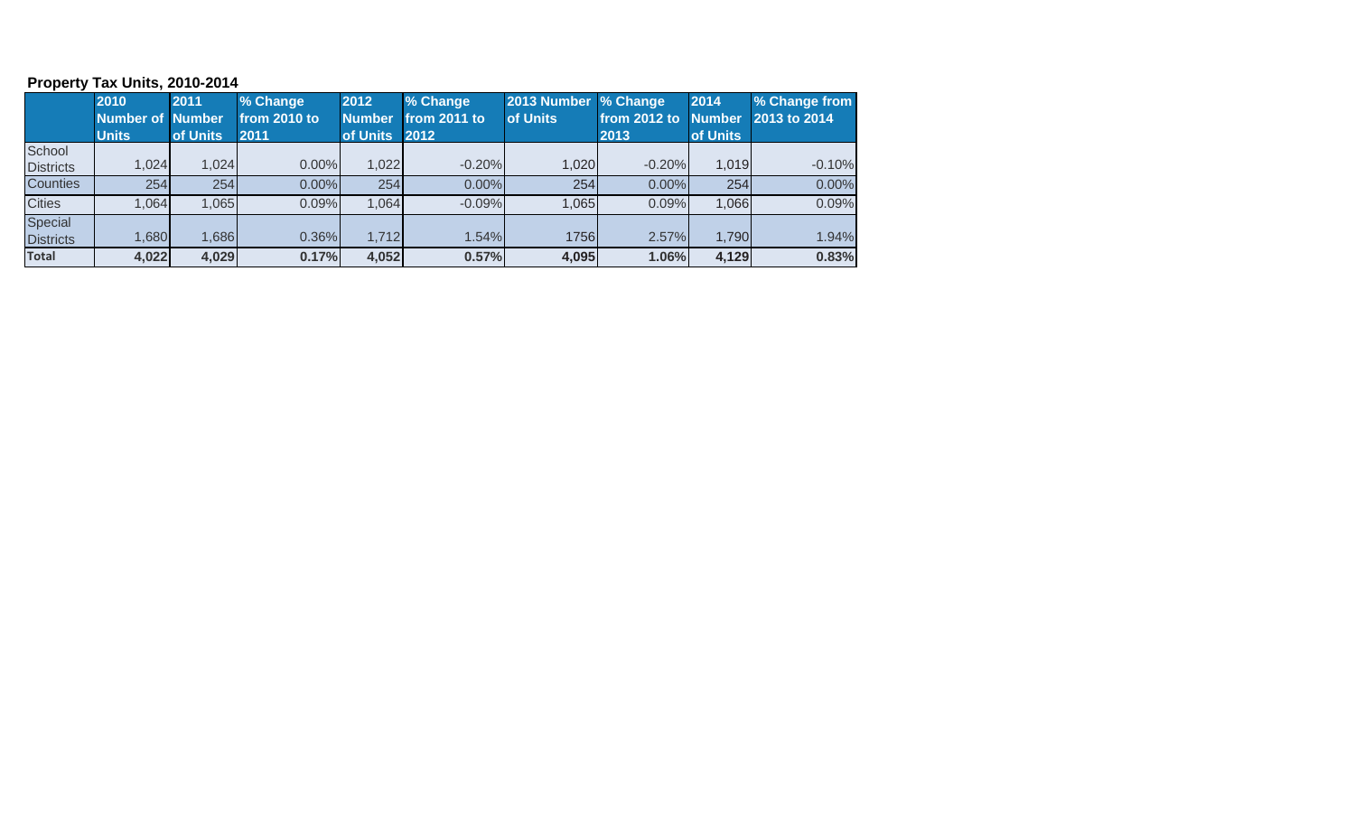**Property Tax Units, 2010-2014**

| | 2010 Number of Units | 2011 Number of Units | % Change from 2010 to 2011 | 2012 Number of Units | % Change from 2011 to 2012 | 2013 Number of Units | % Change from 2012 to 2013 | 2014 Number of Units | % Change from 2013 to 2014 |
|---|---|---|---|---|---|---|---|---|---|
| School Districts | 1,024 | 1,024 | 0.00% | 1,022 | -0.20% | 1,020 | -0.20% | 1,019 | -0.10% |
| Counties | 254 | 254 | 0.00% | 254 | 0.00% | 254 | 0.00% | 254 | 0.00% |
| Cities | 1,064 | 1,065 | 0.09% | 1,064 | -0.09% | 1,065 | 0.09% | 1,066 | 0.09% |
| Special Districts | 1,680 | 1,686 | 0.36% | 1,712 | 1.54% | 1756 | 2.57% | 1,790 | 1.94% |
| **Total** | **4,022** | **4,029** | **0.17%** | **4,052** | **0.57%** | **4,095** | **1.06%** | **4,129** | **0.83%** |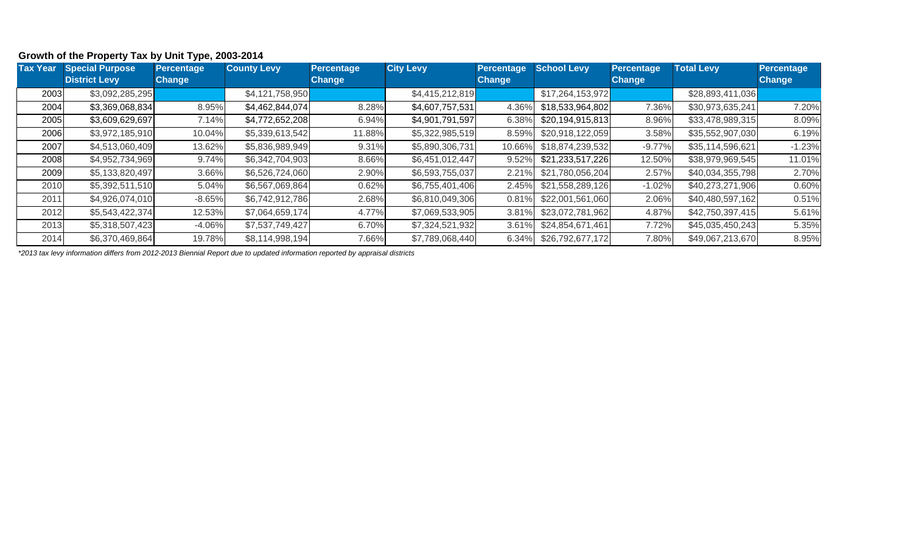**Growth of the Property Tax by Unit Type, 2003-2014**

| Tax Year | Special Purpose District Levy | Percentage Change | County Levy | Percentage Change | City Levy | Percentage Change | School Levy | Percentage Change | Total Levy | Percentage Change |
|---|---|---|---|---|---|---|---|---|---|---|
| 2003 | $3,092,285,295 | | $4,121,758,950 | | $4,415,212,819 | | $17,264,153,972 | | $28,893,411,036 | |
| 2004 | $3,369,068,834 | 8.95% | $4,462,844,074 | 8.28% | $4,607,757,531 | 4.36% | $18,533,964,802 | 7.36% | $30,973,635,241 | 7.20% |
| 2005 | $3,609,629,697 | 7.14% | $4,772,652,208 | 6.94% | $4,901,791,597 | 6.38% | $20,194,915,813 | 8.96% | $33,478,989,315 | 8.09% |
| 2006 | $3,972,185,910 | 10.04% | $5,339,613,542 | 11.88% | $5,322,985,519 | 8.59% | $20,918,122,059 | 3.58% | $35,552,907,030 | 6.19% |
| 2007 | $4,513,060,409 | 13.62% | $5,836,989,949 | 9.31% | $5,890,306,731 | 10.66% | $18,874,239,532 | -9.77% | $35,114,596,621 | -1.23% |
| 2008 | $4,952,734,969 | 9.74% | $6,342,704,903 | 8.66% | $6,451,012,447 | 9.52% | $21,233,517,226 | 12.50% | $38,979,969,545 | 11.01% |
| 2009 | $5,133,820,497 | 3.66% | $6,526,724,060 | 2.90% | $6,593,755,037 | 2.21% | $21,780,056,204 | 2.57% | $40,034,355,798 | 2.70% |
| 2010 | $5,392,511,510 | 5.04% | $6,567,069,864 | 0.62% | $6,755,401,406 | 2.45% | $21,558,289,126 | -1.02% | $40,273,271,906 | 0.60% |
| 2011 | $4,926,074,010 | -8.65% | $6,742,912,786 | 2.68% | $6,810,049,306 | 0.81% | $22,001,561,060 | 2.06% | $40,480,597,162 | 0.51% |
| 2012 | $5,543,422,374 | 12.53% | $7,064,659,174 | 4.77% | $7,069,533,905 | 3.81% | $23,072,781,962 | 4.87% | $42,750,397,415 | 5.61% |
| 2013 | $5,318,507,423 | -4.06% | $7,537,749,427 | 6.70% | $7,324,521,932 | 3.61% | $24,854,671,461 | 7.72% | $45,035,450,243 | 5.35% |
| 2014 | $6,370,469,864 | 19.78% | $8,114,998,194 | 7.66% | $7,789,068,440 | 6.34% | $26,792,677,172 | 7.80% | $49,067,213,670 | 8.95% |

*\*2013 tax levy information differs from 2012-2013 Biennial Report due to updated information reported by appraisal districts*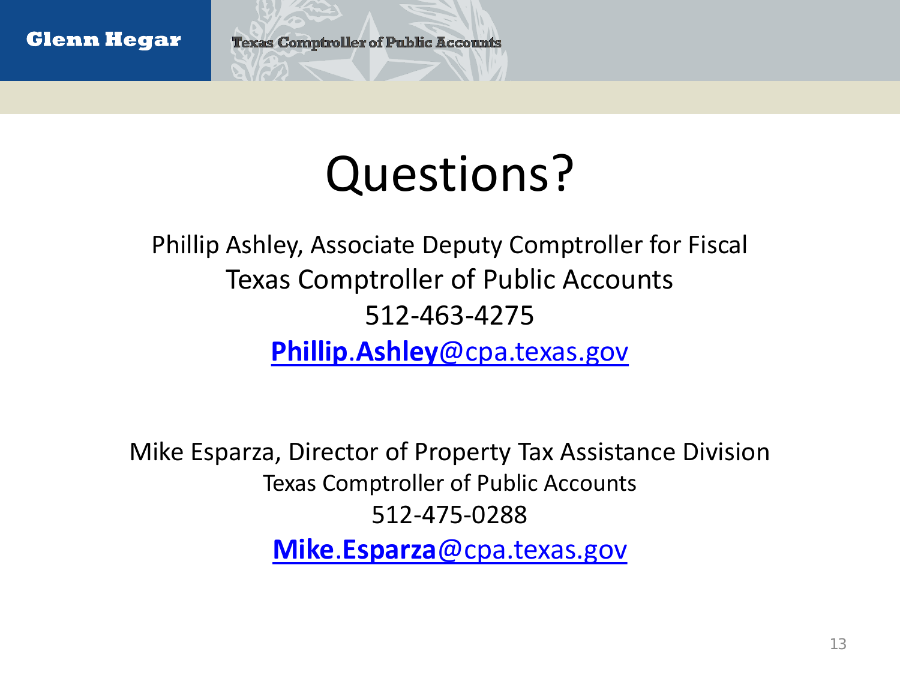# Questions?

Phillip Ashley, Associate Deputy Comptroller for Fiscal
Texas Comptroller of Public Accounts
512-463-4275
**Phillip.Ashley**@cpa.texas.gov

Mike Esparza, Director of Property Tax Assistance Division
Texas Comptroller of Public Accounts
512-475-0288
**Mike.Esparza**@cpa.texas.gov